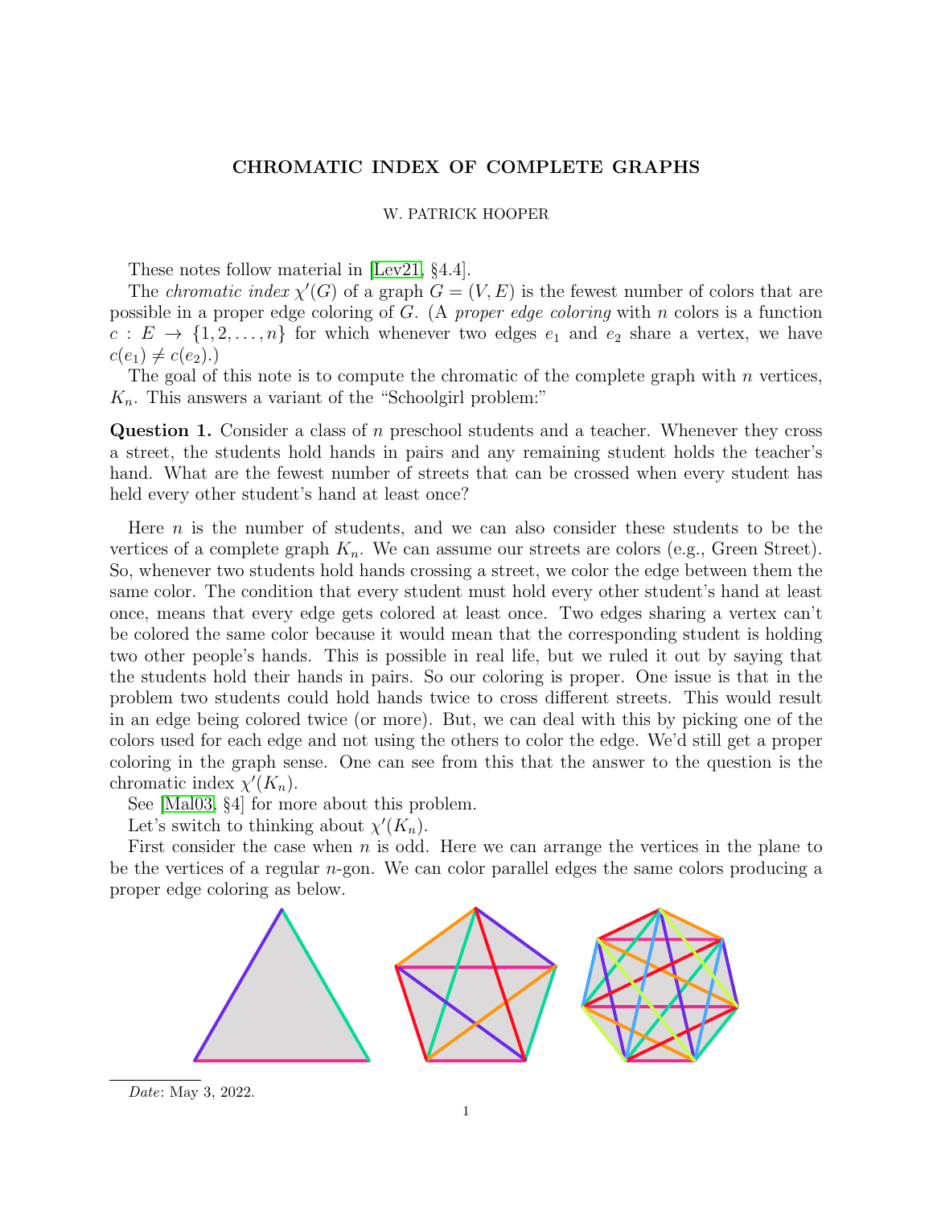# CHROMATIC INDEX OF COMPLETE GRAPHS

W. PATRICK HOOPER

These notes follow material in [Lev21, §4.4].

The *chromatic index* $\chi'(G)$ of a graph $G = (V, E)$ is the fewest number of colors that are possible in a proper edge coloring of $G$. (A *proper edge coloring* with $n$ colors is a function $c : E \to \{1, 2, \ldots, n\}$ for which whenever two edges $e_1$ and $e_2$ share a vertex, we have $c(e_1) \neq c(e_2)$.)

The goal of this note is to compute the chromatic of the complete graph with $n$ vertices, $K_n$. This answers a variant of the "Schoolgirl problem:"

**Question 1.** Consider a class of $n$ preschool students and a teacher. Whenever they cross a street, the students hold hands in pairs and any remaining student holds the teacher's hand. What are the fewest number of streets that can be crossed when every student has held every other student's hand at least once?

Here $n$ is the number of students, and we can also consider these students to be the vertices of a complete graph $K_n$. We can assume our streets are colors (e.g., Green Street). So, whenever two students hold hands crossing a street, we color the edge between them the same color. The condition that every student must hold every other student's hand at least once, means that every edge gets colored at least once. Two edges sharing a vertex can't be colored the same color because it would mean that the corresponding student is holding two other people's hands. This is possible in real life, but we ruled it out by saying that the students hold their hands in pairs. So our coloring is proper. One issue is that in the problem two students could hold hands twice to cross different streets. This would result in an edge being colored twice (or more). But, we can deal with this by picking one of the colors used for each edge and not using the others to color the edge. We'd still get a proper coloring in the graph sense. One can see from this that the answer to the question is the chromatic index $\chi'(K_n)$.

See [Mal03, §4] for more about this problem.

Let's switch to thinking about $\chi'(K_n)$.

First consider the case when $n$ is odd. Here we can arrange the vertices in the plane to be the vertices of a regular $n$-gon. We can color parallel edges the same colors producing a proper edge coloring as below.

*Date*: May 3, 2022.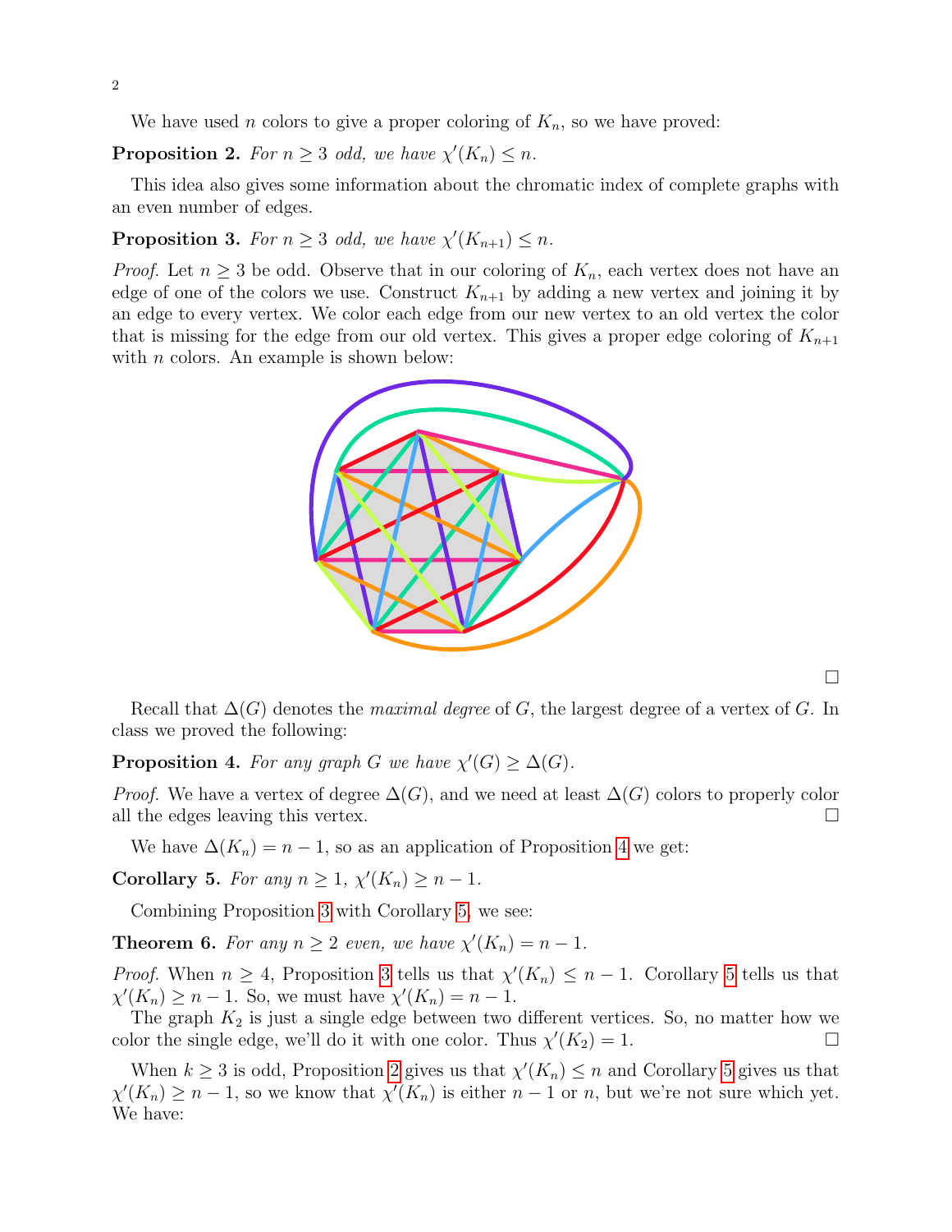We have used $n$ colors to give a proper coloring of $K_n$, so we have proved:

**Proposition 2.** *For $n \geq 3$ odd, we have $\chi'(K_n) \leq n$.*

This idea also gives some information about the chromatic index of complete graphs with an even number of edges.

**Proposition 3.** *For $n \geq 3$ odd, we have $\chi'(K_{n+1}) \leq n$.*

*Proof.* Let $n \geq 3$ be odd. Observe that in our coloring of $K_n$, each vertex does not have an edge of one of the colors we use. Construct $K_{n+1}$ by adding a new vertex and joining it by an edge to every vertex. We color each edge from our new vertex to an old vertex the color that is missing for the edge from our old vertex. This gives a proper edge coloring of $K_{n+1}$ with $n$ colors. An example is shown below:

□

Recall that $\Delta(G)$ denotes the *maximal degree* of $G$, the largest degree of a vertex of $G$. In class we proved the following:

**Proposition 4.** *For any graph $G$ we have $\chi'(G) \geq \Delta(G)$.*

*Proof.* We have a vertex of degree $\Delta(G)$, and we need at least $\Delta(G)$ colors to properly color all the edges leaving this vertex. □

We have $\Delta(K_n) = n - 1$, so as an application of Proposition 4 we get:

**Corollary 5.** *For any $n \geq 1$, $\chi'(K_n) \geq n - 1$.*

Combining Proposition 3 with Corollary 5, we see:

**Theorem 6.** *For any $n \geq 2$ even, we have $\chi'(K_n) = n - 1$.*

*Proof.* When $n \geq 4$, Proposition 3 tells us that $\chi'(K_n) \leq n - 1$. Corollary 5 tells us that $\chi'(K_n) \geq n - 1$. So, we must have $\chi'(K_n) = n - 1$.

The graph $K_2$ is just a single edge between two different vertices. So, no matter how we color the single edge, we'll do it with one color. Thus $\chi'(K_2) = 1$. □

When $k \geq 3$ is odd, Proposition 2 gives us that $\chi'(K_n) \leq n$ and Corollary 5 gives us that $\chi'(K_n) \geq n - 1$, so we know that $\chi'(K_n)$ is either $n - 1$ or $n$, but we're not sure which yet. We have: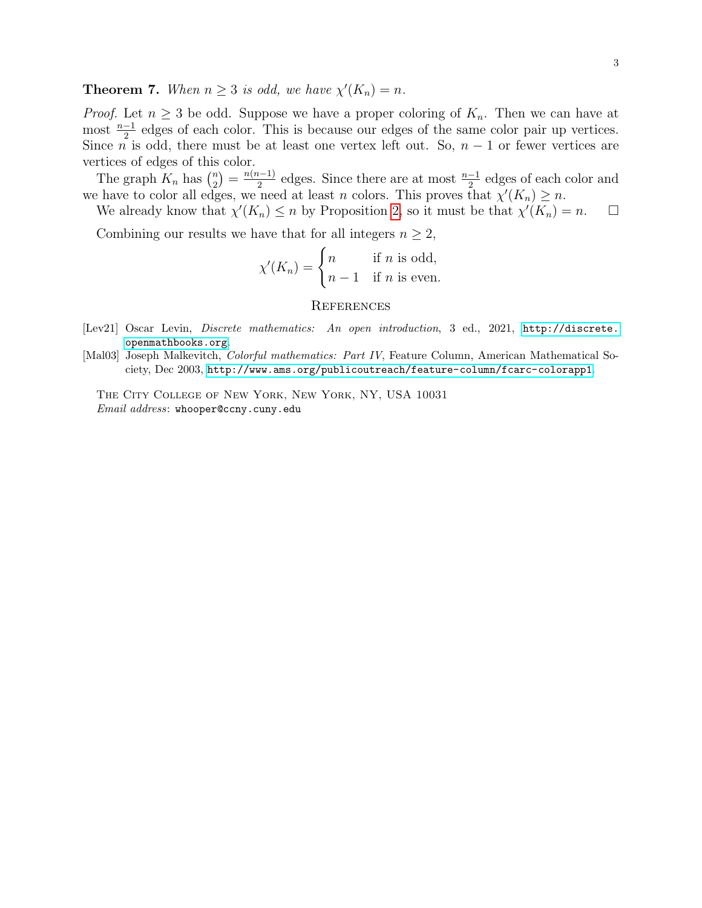**Theorem 7.** *When $n \geq 3$ is odd, we have $\chi'(K_n) = n$.*

*Proof.* Let $n \geq 3$ be odd. Suppose we have a proper coloring of $K_n$. Then we can have at most $\frac{n-1}{2}$ edges of each color. This is because our edges of the same color pair up vertices. Since $n$ is odd, there must be at least one vertex left out. So, $n - 1$ or fewer vertices are vertices of edges of this color.

The graph $K_n$ has $\binom{n}{2} = \frac{n(n-1)}{2}$ edges. Since there are at most $\frac{n-1}{2}$ edges of each color and we have to color all edges, we need at least $n$ colors. This proves that $\chi'(K_n) \geq n$.

We already know that $\chi'(K_n) \leq n$ by Proposition 2, so it must be that $\chi'(K_n) = n$. □

Combining our results we have that for all integers $n \geq 2$,

$$\chi'(K_n) = \begin{cases} n & \text{if } n \text{ is odd,} \\ n-1 & \text{if } n \text{ is even.} \end{cases}$$

## References

[Lev21] Oscar Levin, *Discrete mathematics: An open introduction*, 3 ed., 2021, http://discrete.openmathbooks.org.

[Mal03] Joseph Malkevitch, *Colorful mathematics: Part IV*, Feature Column, American Mathematical Society, Dec 2003, http://www.ams.org/publicoutreach/feature-column/fcarc-colorapp1.

The City College of New York, New York, NY, USA 10031
*Email address*: whooper@ccny.cuny.edu